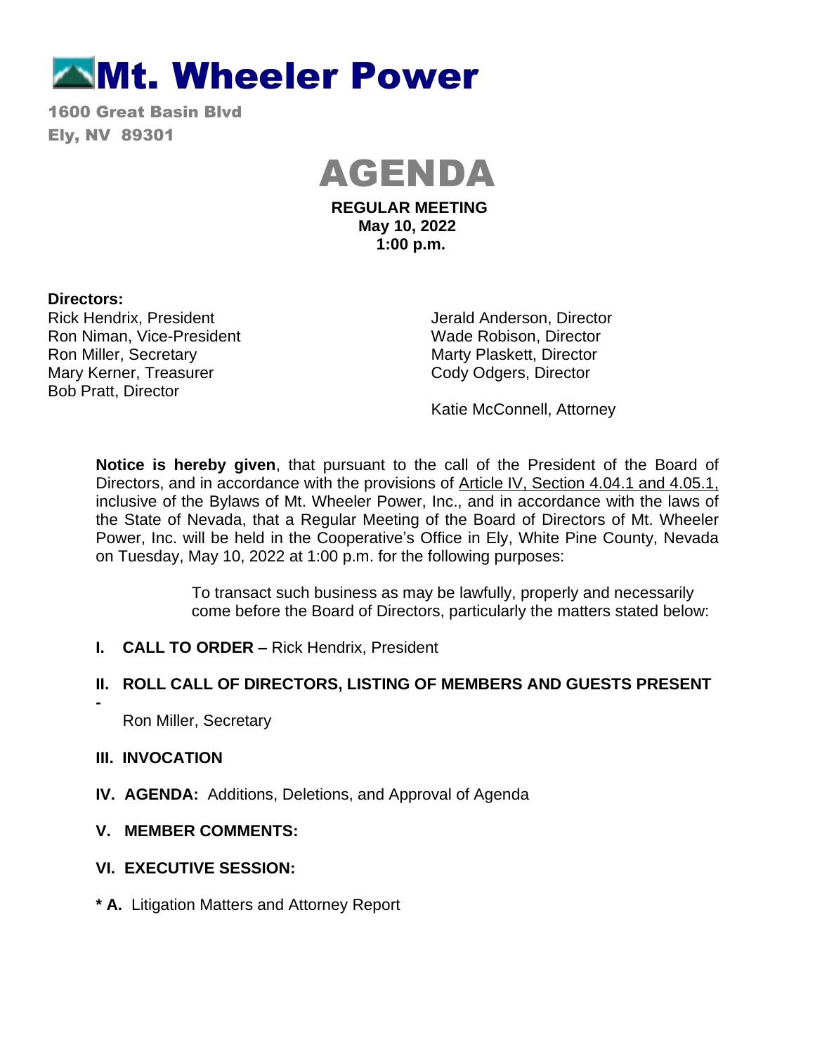# Mt. Wheeler Power

1600 Great Basin Blvd
Ely, NV 89301

# AGENDA

**REGULAR MEETING**
**May 10, 2022**
**1:00 p.m.**

**Directors:**

Rick Hendrix, President
Ron Niman, Vice-President
Ron Miller, Secretary
Mary Kerner, Treasurer
Bob Pratt, Director

Jerald Anderson, Director
Wade Robison, Director
Marty Plaskett, Director
Cody Odgers, Director

Katie McConnell, Attorney

**Notice is hereby given**, that pursuant to the call of the President of the Board of Directors, and in accordance with the provisions of Article IV, Section 4.04.1 and 4.05.1, inclusive of the Bylaws of Mt. Wheeler Power, Inc., and in accordance with the laws of the State of Nevada, that a Regular Meeting of the Board of Directors of Mt. Wheeler Power, Inc. will be held in the Cooperative's Office in Ely, White Pine County, Nevada on Tuesday, May 10, 2022 at 1:00 p.m. for the following purposes:

To transact such business as may be lawfully, properly and necessarily come before the Board of Directors, particularly the matters stated below:

**I. CALL TO ORDER –** Rick Hendrix, President

**II. ROLL CALL OF DIRECTORS, LISTING OF MEMBERS AND GUESTS PRESENT -**
Ron Miller, Secretary

**III. INVOCATION**

**IV. AGENDA:** Additions, Deletions, and Approval of Agenda

**V. MEMBER COMMENTS:**

**VI. EXECUTIVE SESSION:**

**\* A.** Litigation Matters and Attorney Report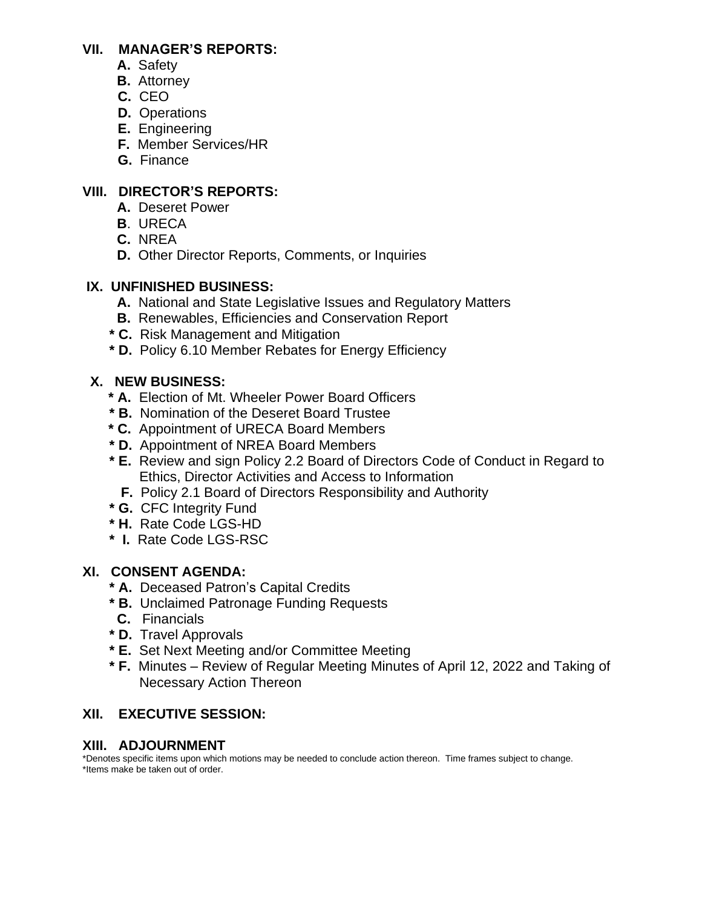## VII. MANAGER'S REPORTS:

- **A.** Safety
- **B.** Attorney
- **C.** CEO
- **D.** Operations
- **E.** Engineering
- **F.** Member Services/HR
- **G.** Finance

## VIII. DIRECTOR'S REPORTS:

- **A.** Deseret Power
- **B**. URECA
- **C.** NREA
- **D.** Other Director Reports, Comments, or Inquiries

## IX. UNFINISHED BUSINESS:

- **A.** National and State Legislative Issues and Regulatory Matters
- **B.** Renewables, Efficiencies and Conservation Report
- **\* C.** Risk Management and Mitigation
- **\* D.** Policy 6.10 Member Rebates for Energy Efficiency

## X. NEW BUSINESS:

- **\* A.** Election of Mt. Wheeler Power Board Officers
- **\* B.** Nomination of the Deseret Board Trustee
- **\* C.** Appointment of URECA Board Members
- **\* D.** Appointment of NREA Board Members
- **\* E.** Review and sign Policy 2.2 Board of Directors Code of Conduct in Regard to Ethics, Director Activities and Access to Information
- **F.** Policy 2.1 Board of Directors Responsibility and Authority
- **\* G.** CFC Integrity Fund
- **\* H.** Rate Code LGS-HD
- **\* I.** Rate Code LGS-RSC

## XI. CONSENT AGENDA:

- **\* A.** Deceased Patron's Capital Credits
- **\* B.** Unclaimed Patronage Funding Requests
- **C.** Financials
- **\* D.** Travel Approvals
- **\* E.** Set Next Meeting and/or Committee Meeting
- **\* F.** Minutes – Review of Regular Meeting Minutes of April 12, 2022 and Taking of Necessary Action Thereon

## XII. EXECUTIVE SESSION:

## XIII. ADJOURNMENT

\*Denotes specific items upon which motions may be needed to conclude action thereon. Time frames subject to change.
\*Items make be taken out of order.